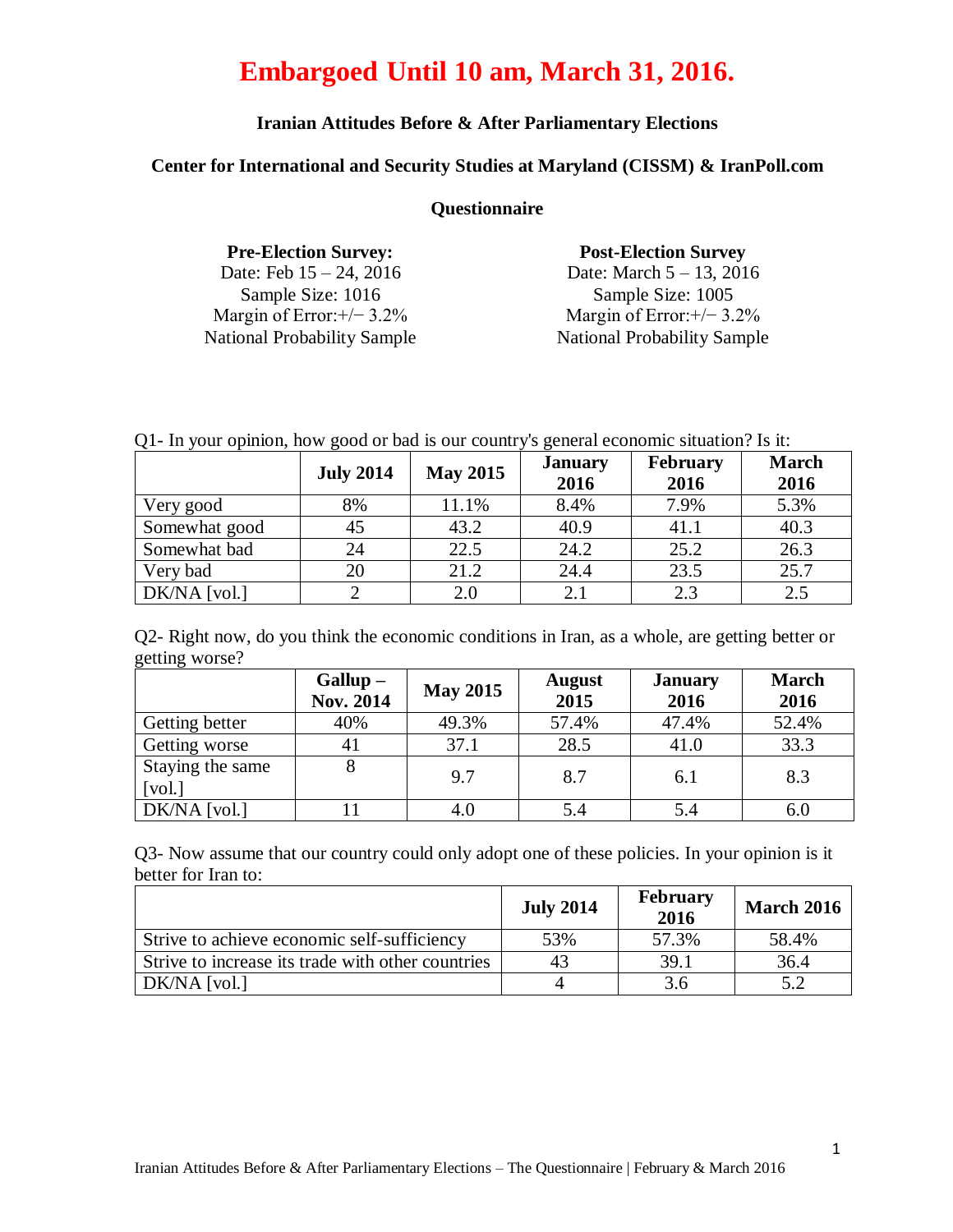# Embargoed Until 10 am, March 31, 2016.

### Iranian Attitudes Before & After Parliamentary Elections

### Center for International and Security Studies at Maryland (CISSM) & IranPoll.com

### Questionnaire

**Pre-Election Survey:**
Date: Feb 15 – 24, 2016
Sample Size: 1016
Margin of Error:+/− 3.2%
National Probability Sample

**Post-Election Survey**
Date: March 5 – 13, 2016
Sample Size: 1005
Margin of Error:+/− 3.2%
National Probability Sample

Q1- In your opinion, how good or bad is our country's general economic situation? Is it:

| | July 2014 | May 2015 | January 2016 | February 2016 | March 2016 |
|---|---|---|---|---|---|
| Very good | 8% | 11.1% | 8.4% | 7.9% | 5.3% |
| Somewhat good | 45 | 43.2 | 40.9 | 41.1 | 40.3 |
| Somewhat bad | 24 | 22.5 | 24.2 | 25.2 | 26.3 |
| Very bad | 20 | 21.2 | 24.4 | 23.5 | 25.7 |
| DK/NA [vol.] | 2 | 2.0 | 2.1 | 2.3 | 2.5 |

Q2- Right now, do you think the economic conditions in Iran, as a whole, are getting better or getting worse?

| | Gallup – Nov. 2014 | May 2015 | August 2015 | January 2016 | March 2016 |
|---|---|---|---|---|---|
| Getting better | 40% | 49.3% | 57.4% | 47.4% | 52.4% |
| Getting worse | 41 | 37.1 | 28.5 | 41.0 | 33.3 |
| Staying the same [vol.] | 8 | 9.7 | 8.7 | 6.1 | 8.3 |
| DK/NA [vol.] | 11 | 4.0 | 5.4 | 5.4 | 6.0 |

Q3- Now assume that our country could only adopt one of these policies. In your opinion is it better for Iran to:

| | July 2014 | February 2016 | March 2016 |
|---|---|---|---|
| Strive to achieve economic self-sufficiency | 53% | 57.3% | 58.4% |
| Strive to increase its trade with other countries | 43 | 39.1 | 36.4 |
| DK/NA [vol.] | 4 | 3.6 | 5.2 |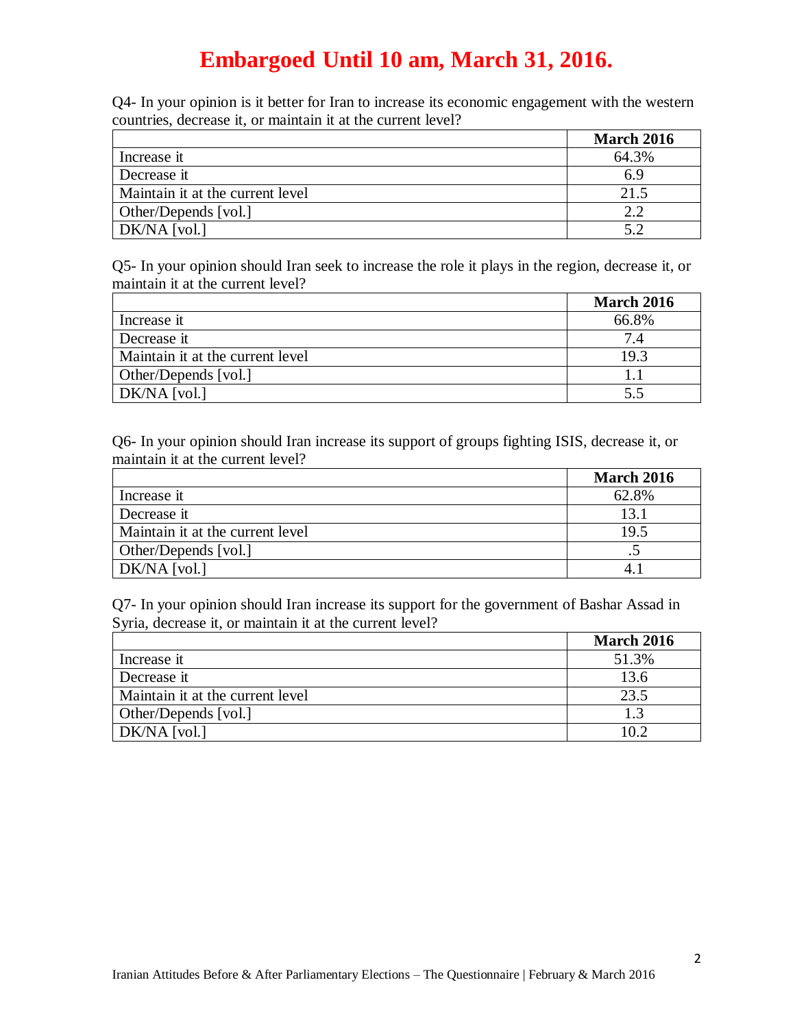# Embargoed Until 10 am, March 31, 2016.

Q4- In your opinion is it better for Iran to increase its economic engagement with the western countries, decrease it, or maintain it at the current level?

| | March 2016 |
|---|---|
| Increase it | 64.3% |
| Decrease it | 6.9 |
| Maintain it at the current level | 21.5 |
| Other/Depends [vol.] | 2.2 |
| DK/NA [vol.] | 5.2 |

Q5- In your opinion should Iran seek to increase the role it plays in the region, decrease it, or maintain it at the current level?

| | March 2016 |
|---|---|
| Increase it | 66.8% |
| Decrease it | 7.4 |
| Maintain it at the current level | 19.3 |
| Other/Depends [vol.] | 1.1 |
| DK/NA [vol.] | 5.5 |

Q6- In your opinion should Iran increase its support of groups fighting ISIS, decrease it, or maintain it at the current level?

| | March 2016 |
|---|---|
| Increase it | 62.8% |
| Decrease it | 13.1 |
| Maintain it at the current level | 19.5 |
| Other/Depends [vol.] | .5 |
| DK/NA [vol.] | 4.1 |

Q7- In your opinion should Iran increase its support for the government of Bashar Assad in Syria, decrease it, or maintain it at the current level?

| | March 2016 |
|---|---|
| Increase it | 51.3% |
| Decrease it | 13.6 |
| Maintain it at the current level | 23.5 |
| Other/Depends [vol.] | 1.3 |
| DK/NA [vol.] | 10.2 |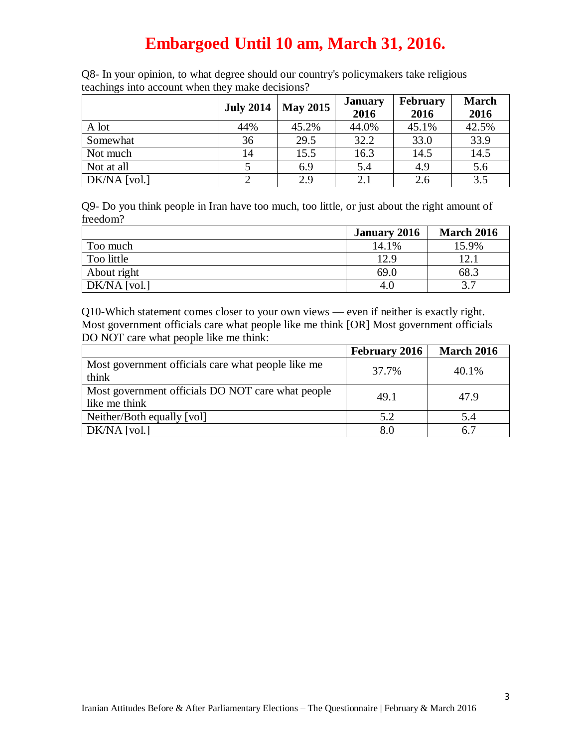# Embargoed Until 10 am, March 31, 2016.

Q8- In your opinion, to what degree should our country's policymakers take religious teachings into account when they make decisions?

| | July 2014 | May 2015 | January 2016 | February 2016 | March 2016 |
|---|---|---|---|---|---|
| A lot | 44% | 45.2% | 44.0% | 45.1% | 42.5% |
| Somewhat | 36 | 29.5 | 32.2 | 33.0 | 33.9 |
| Not much | 14 | 15.5 | 16.3 | 14.5 | 14.5 |
| Not at all | 5 | 6.9 | 5.4 | 4.9 | 5.6 |
| DK/NA [vol.] | 2 | 2.9 | 2.1 | 2.6 | 3.5 |

Q9- Do you think people in Iran have too much, too little, or just about the right amount of freedom?

| | January 2016 | March 2016 |
|---|---|---|
| Too much | 14.1% | 15.9% |
| Too little | 12.9 | 12.1 |
| About right | 69.0 | 68.3 |
| DK/NA [vol.] | 4.0 | 3.7 |

Q10-Which statement comes closer to your own views — even if neither is exactly right. Most government officials care what people like me think [OR] Most government officials DO NOT care what people like me think:

| | February 2016 | March 2016 |
|---|---|---|
| Most government officials care what people like me think | 37.7% | 40.1% |
| Most government officials DO NOT care what people like me think | 49.1 | 47.9 |
| Neither/Both equally [vol] | 5.2 | 5.4 |
| DK/NA [vol.] | 8.0 | 6.7 |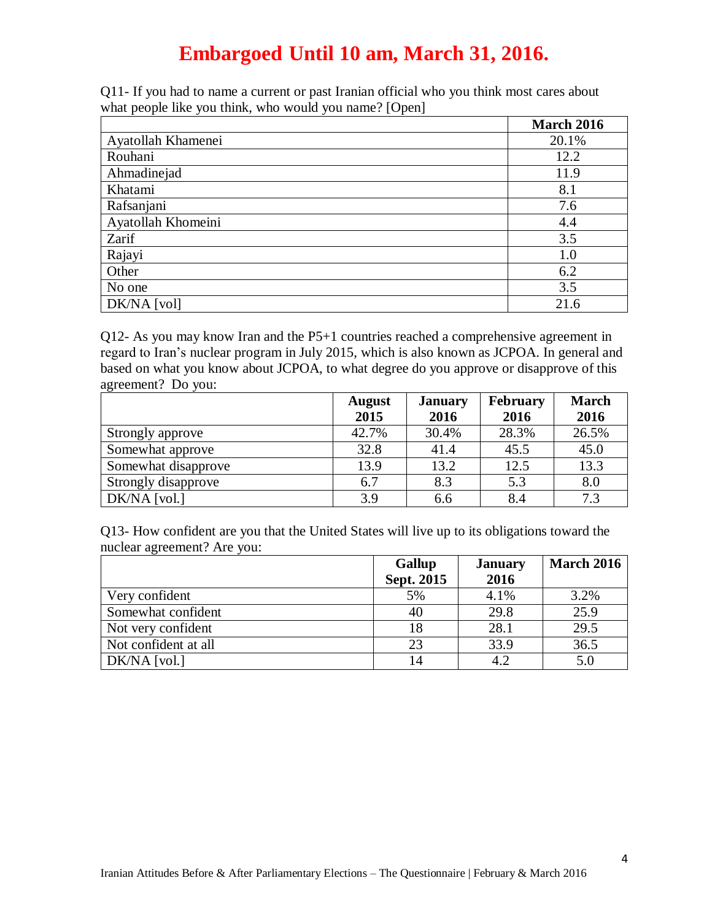# Embargoed Until 10 am, March 31, 2016.

Q11- If you had to name a current or past Iranian official who you think most cares about what people like you think, who would you name? [Open]

| | March 2016 |
|---|---|
| Ayatollah Khamenei | 20.1% |
| Rouhani | 12.2 |
| Ahmadinejad | 11.9 |
| Khatami | 8.1 |
| Rafsanjani | 7.6 |
| Ayatollah Khomeini | 4.4 |
| Zarif | 3.5 |
| Rajayi | 1.0 |
| Other | 6.2 |
| No one | 3.5 |
| DK/NA [vol] | 21.6 |

Q12- As you may know Iran and the P5+1 countries reached a comprehensive agreement in regard to Iran's nuclear program in July 2015, which is also known as JCPOA. In general and based on what you know about JCPOA, to what degree do you approve or disapprove of this agreement? Do you:

| | August 2015 | January 2016 | February 2016 | March 2016 |
|---|---|---|---|---|
| Strongly approve | 42.7% | 30.4% | 28.3% | 26.5% |
| Somewhat approve | 32.8 | 41.4 | 45.5 | 45.0 |
| Somewhat disapprove | 13.9 | 13.2 | 12.5 | 13.3 |
| Strongly disapprove | 6.7 | 8.3 | 5.3 | 8.0 |
| DK/NA [vol.] | 3.9 | 6.6 | 8.4 | 7.3 |

Q13- How confident are you that the United States will live up to its obligations toward the nuclear agreement? Are you:

| | Gallup Sept. 2015 | January 2016 | March 2016 |
|---|---|---|---|
| Very confident | 5% | 4.1% | 3.2% |
| Somewhat confident | 40 | 29.8 | 25.9 |
| Not very confident | 18 | 28.1 | 29.5 |
| Not confident at all | 23 | 33.9 | 36.5 |
| DK/NA [vol.] | 14 | 4.2 | 5.0 |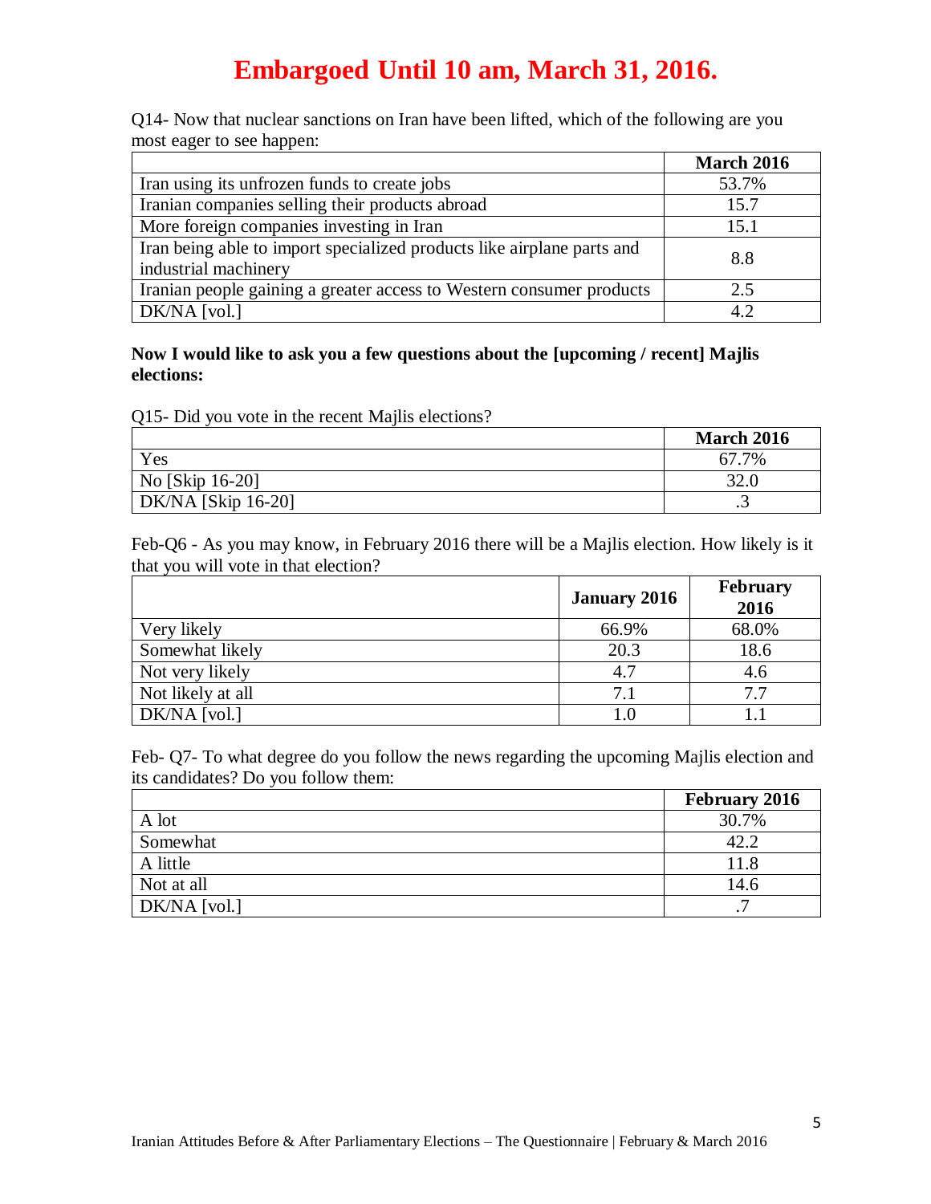# Embargoed Until 10 am, March 31, 2016.

Q14- Now that nuclear sanctions on Iran have been lifted, which of the following are you most eager to see happen:

| | March 2016 |
|---|---|
| Iran using its unfrozen funds to create jobs | 53.7% |
| Iranian companies selling their products abroad | 15.7 |
| More foreign companies investing in Iran | 15.1 |
| Iran being able to import specialized products like airplane parts and industrial machinery | 8.8 |
| Iranian people gaining a greater access to Western consumer products | 2.5 |
| DK/NA [vol.] | 4.2 |

**Now I would like to ask you a few questions about the [upcoming / recent] Majlis elections:**

Q15- Did you vote in the recent Majlis elections?

| | March 2016 |
|---|---|
| Yes | 67.7% |
| No [Skip 16-20] | 32.0 |
| DK/NA [Skip 16-20] | .3 |

Feb-Q6 - As you may know, in February 2016 there will be a Majlis election. How likely is it that you will vote in that election?

| | January 2016 | February 2016 |
|---|---|---|
| Very likely | 66.9% | 68.0% |
| Somewhat likely | 20.3 | 18.6 |
| Not very likely | 4.7 | 4.6 |
| Not likely at all | 7.1 | 7.7 |
| DK/NA [vol.] | 1.0 | 1.1 |

Feb- Q7- To what degree do you follow the news regarding the upcoming Majlis election and its candidates? Do you follow them:

| | February 2016 |
|---|---|
| A lot | 30.7% |
| Somewhat | 42.2 |
| A little | 11.8 |
| Not at all | 14.6 |
| DK/NA [vol.] | .7 |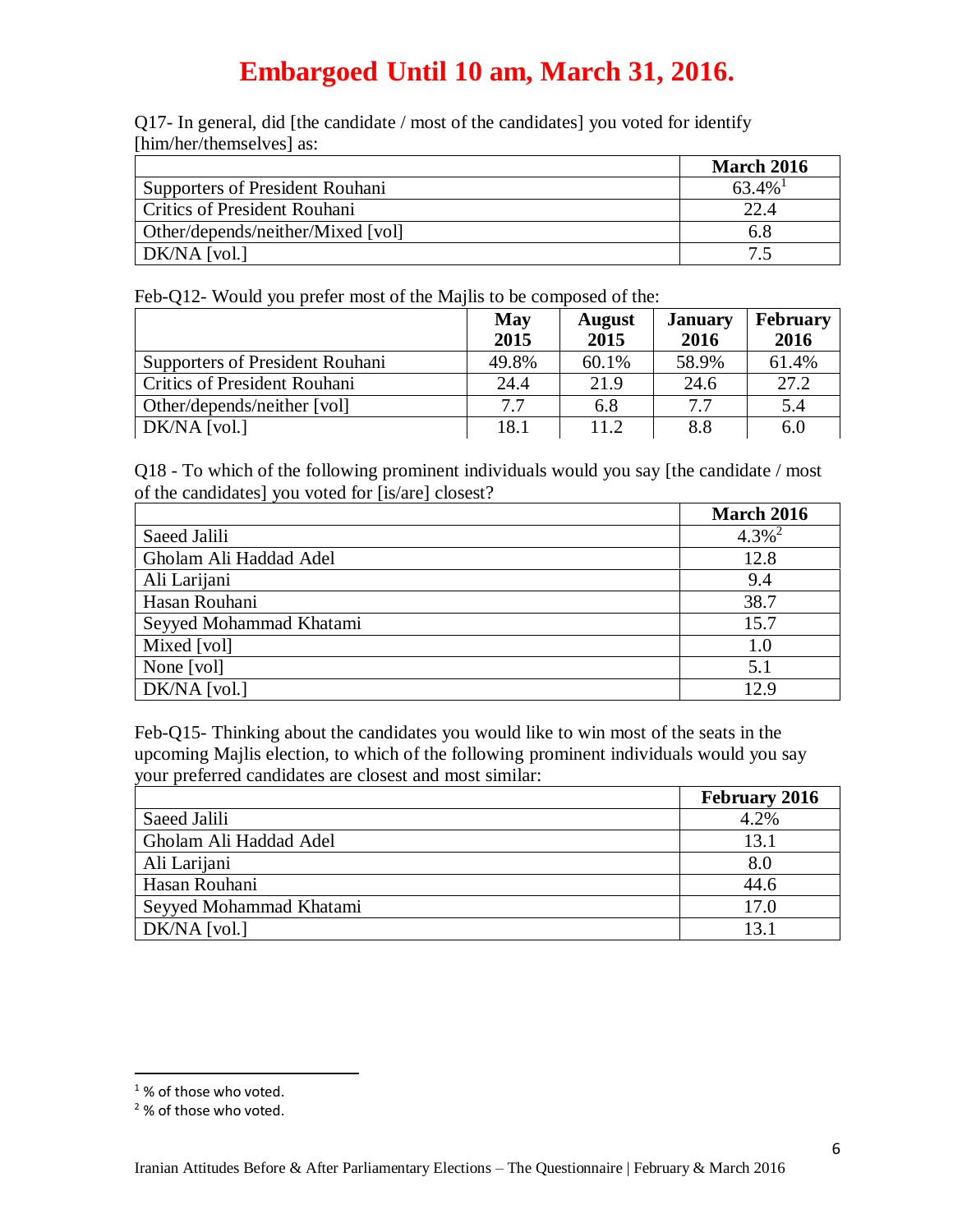# Embargoed Until 10 am, March 31, 2016.

Q17- In general, did [the candidate / most of the candidates] you voted for identify [him/her/themselves] as:

| | March 2016 |
|---|---|
| Supporters of President Rouhani | 63.4%[1] |
| Critics of President Rouhani | 22.4 |
| Other/depends/neither/Mixed [vol] | 6.8 |
| DK/NA [vol.] | 7.5 |

Feb-Q12- Would you prefer most of the Majlis to be composed of the:

| | May 2015 | August 2015 | January 2016 | February 2016 |
|---|---|---|---|---|
| Supporters of President Rouhani | 49.8% | 60.1% | 58.9% | 61.4% |
| Critics of President Rouhani | 24.4 | 21.9 | 24.6 | 27.2 |
| Other/depends/neither [vol] | 7.7 | 6.8 | 7.7 | 5.4 |
| DK/NA [vol.] | 18.1 | 11.2 | 8.8 | 6.0 |

Q18 - To which of the following prominent individuals would you say [the candidate / most of the candidates] you voted for [is/are] closest?

| | March 2016 |
|---|---|
| Saeed Jalili | 4.3%[2] |
| Gholam Ali Haddad Adel | 12.8 |
| Ali Larijani | 9.4 |
| Hasan Rouhani | 38.7 |
| Seyyed Mohammad Khatami | 15.7 |
| Mixed [vol] | 1.0 |
| None [vol] | 5.1 |
| DK/NA [vol.] | 12.9 |

Feb-Q15- Thinking about the candidates you would like to win most of the seats in the upcoming Majlis election, to which of the following prominent individuals would you say your preferred candidates are closest and most similar:

| | February 2016 |
|---|---|
| Saeed Jalili | 4.2% |
| Gholam Ali Haddad Adel | 13.1 |
| Ali Larijani | 8.0 |
| Hasan Rouhani | 44.6 |
| Seyyed Mohammad Khatami | 17.0 |
| DK/NA [vol.] | 13.1 |

[1] % of those who voted.
[2] % of those who voted.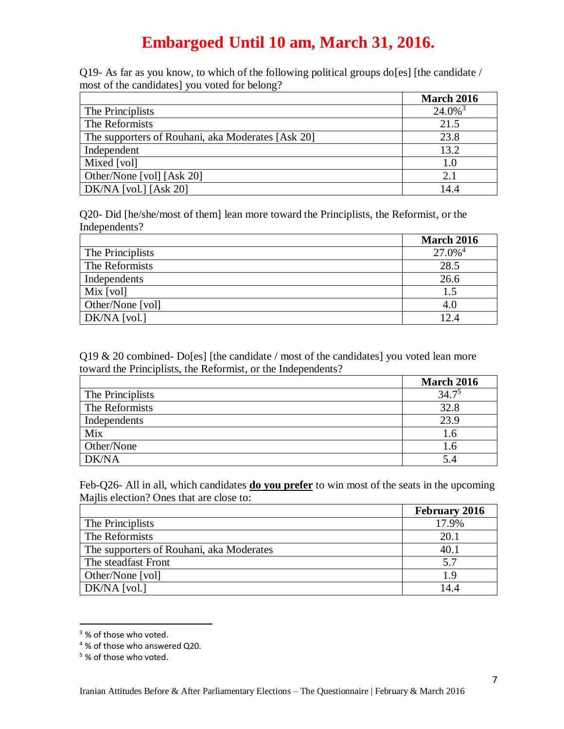# Embargoed Until 10 am, March 31, 2016.

Q19- As far as you know, to which of the following political groups do[es] [the candidate / most of the candidates] you voted for belong?

| | March 2016 |
|---|---|
| The Principlists | 24.0%[3] |
| The Reformists | 21.5 |
| The supporters of Rouhani, aka Moderates [Ask 20] | 23.8 |
| Independent | 13.2 |
| Mixed [vol] | 1.0 |
| Other/None [vol] [Ask 20] | 2.1 |
| DK/NA [vol.] [Ask 20] | 14.4 |

Q20- Did [he/she/most of them] lean more toward the Principlists, the Reformist, or the Independents?

| | March 2016 |
|---|---|
| The Principlists | 27.0%[4] |
| The Reformists | 28.5 |
| Independents | 26.6 |
| Mix [vol] | 1.5 |
| Other/None [vol] | 4.0 |
| DK/NA [vol.] | 12.4 |

Q19 & 20 combined- Do[es] [the candidate / most of the candidates] you voted lean more toward the Principlists, the Reformist, or the Independents?

| | March 2016 |
|---|---|
| The Principlists | 34.7[5] |
| The Reformists | 32.8 |
| Independents | 23.9 |
| Mix | 1.6 |
| Other/None | 1.6 |
| DK/NA | 5.4 |

Feb-Q26- All in all, which candidates **do you prefer** to win most of the seats in the upcoming Majlis election? Ones that are close to:

| | February 2016 |
|---|---|
| The Principlists | 17.9% |
| The Reformists | 20.1 |
| The supporters of Rouhani, aka Moderates | 40.1 |
| The steadfast Front | 5.7 |
| Other/None [vol] | 1.9 |
| DK/NA [vol.] | 14.4 |

[3] % of those who voted.

[4] % of those who answered Q20.

[5] % of those who voted.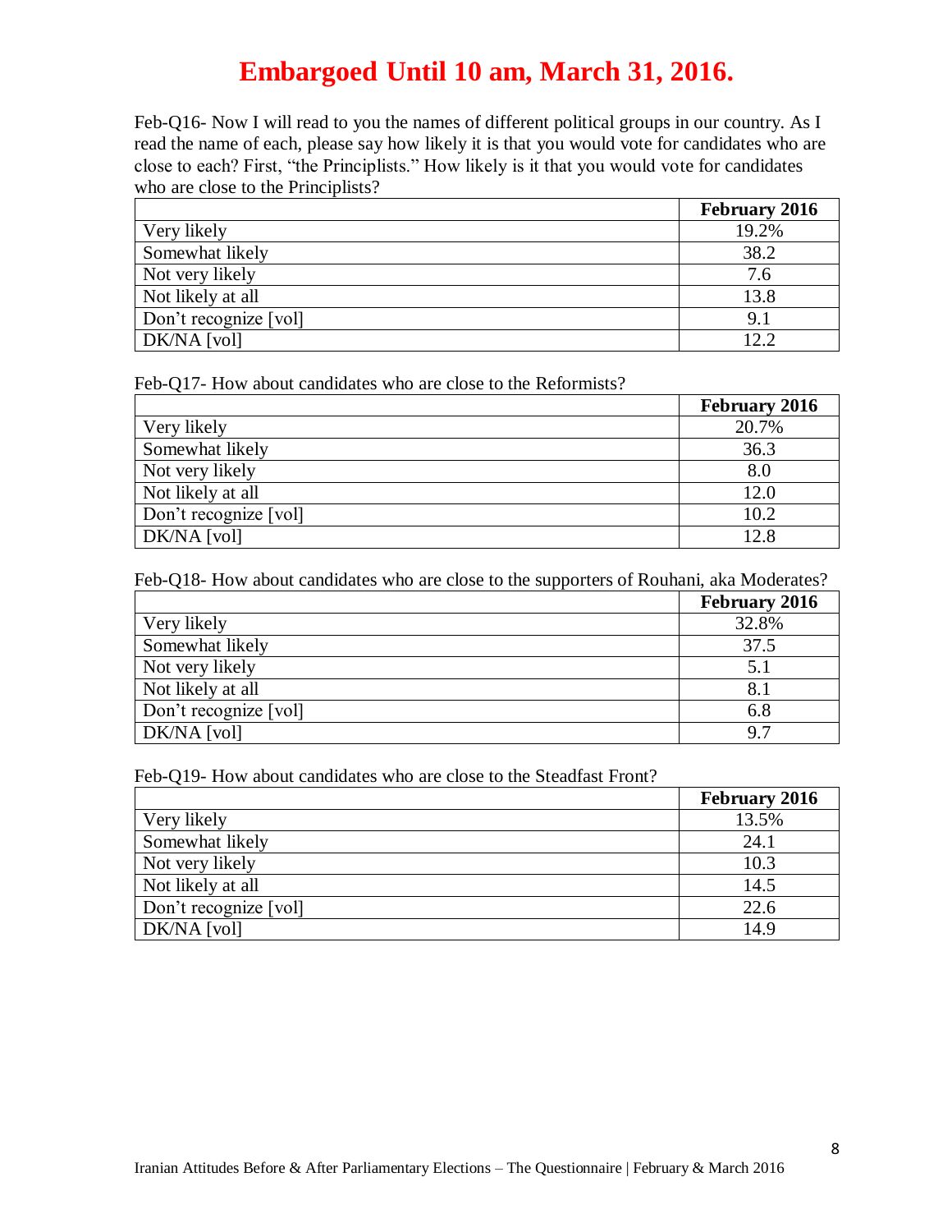# Embargoed Until 10 am, March 31, 2016.

Feb-Q16- Now I will read to you the names of different political groups in our country. As I read the name of each, please say how likely it is that you would vote for candidates who are close to each? First, "the Principlists." How likely is it that you would vote for candidates who are close to the Principlists?

| | February 2016 |
|---|---|
| Very likely | 19.2% |
| Somewhat likely | 38.2 |
| Not very likely | 7.6 |
| Not likely at all | 13.8 |
| Don't recognize [vol] | 9.1 |
| DK/NA [vol] | 12.2 |

Feb-Q17- How about candidates who are close to the Reformists?

| | February 2016 |
|---|---|
| Very likely | 20.7% |
| Somewhat likely | 36.3 |
| Not very likely | 8.0 |
| Not likely at all | 12.0 |
| Don't recognize [vol] | 10.2 |
| DK/NA [vol] | 12.8 |

Feb-Q18- How about candidates who are close to the supporters of Rouhani, aka Moderates?

| | February 2016 |
|---|---|
| Very likely | 32.8% |
| Somewhat likely | 37.5 |
| Not very likely | 5.1 |
| Not likely at all | 8.1 |
| Don't recognize [vol] | 6.8 |
| DK/NA [vol] | 9.7 |

Feb-Q19- How about candidates who are close to the Steadfast Front?

| | February 2016 |
|---|---|
| Very likely | 13.5% |
| Somewhat likely | 24.1 |
| Not very likely | 10.3 |
| Not likely at all | 14.5 |
| Don't recognize [vol] | 22.6 |
| DK/NA [vol] | 14.9 |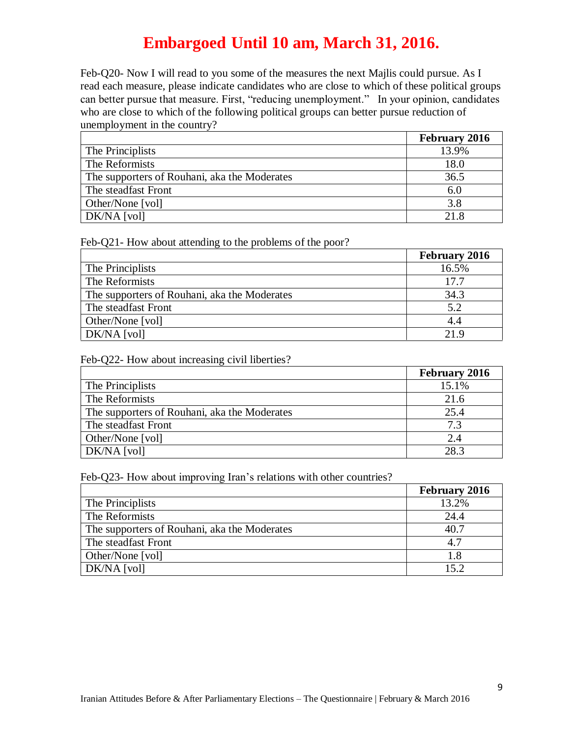**Embargoed Until 10 am, March 31, 2016.**

Feb-Q20- Now I will read to you some of the measures the next Majlis could pursue. As I read each measure, please indicate candidates who are close to which of these political groups can better pursue that measure. First, "reducing unemployment." In your opinion, candidates who are close to which of the following political groups can better pursue reduction of unemployment in the country?

| | February 2016 |
|---|---|
| The Principlists | 13.9% |
| The Reformists | 18.0 |
| The supporters of Rouhani, aka the Moderates | 36.5 |
| The steadfast Front | 6.0 |
| Other/None [vol] | 3.8 |
| DK/NA [vol] | 21.8 |

Feb-Q21- How about attending to the problems of the poor?

| | February 2016 |
|---|---|
| The Principlists | 16.5% |
| The Reformists | 17.7 |
| The supporters of Rouhani, aka the Moderates | 34.3 |
| The steadfast Front | 5.2 |
| Other/None [vol] | 4.4 |
| DK/NA [vol] | 21.9 |

Feb-Q22- How about increasing civil liberties?

| | February 2016 |
|---|---|
| The Principlists | 15.1% |
| The Reformists | 21.6 |
| The supporters of Rouhani, aka the Moderates | 25.4 |
| The steadfast Front | 7.3 |
| Other/None [vol] | 2.4 |
| DK/NA [vol] | 28.3 |

Feb-Q23- How about improving Iran's relations with other countries?

| | February 2016 |
|---|---|
| The Principlists | 13.2% |
| The Reformists | 24.4 |
| The supporters of Rouhani, aka the Moderates | 40.7 |
| The steadfast Front | 4.7 |
| Other/None [vol] | 1.8 |
| DK/NA [vol] | 15.2 |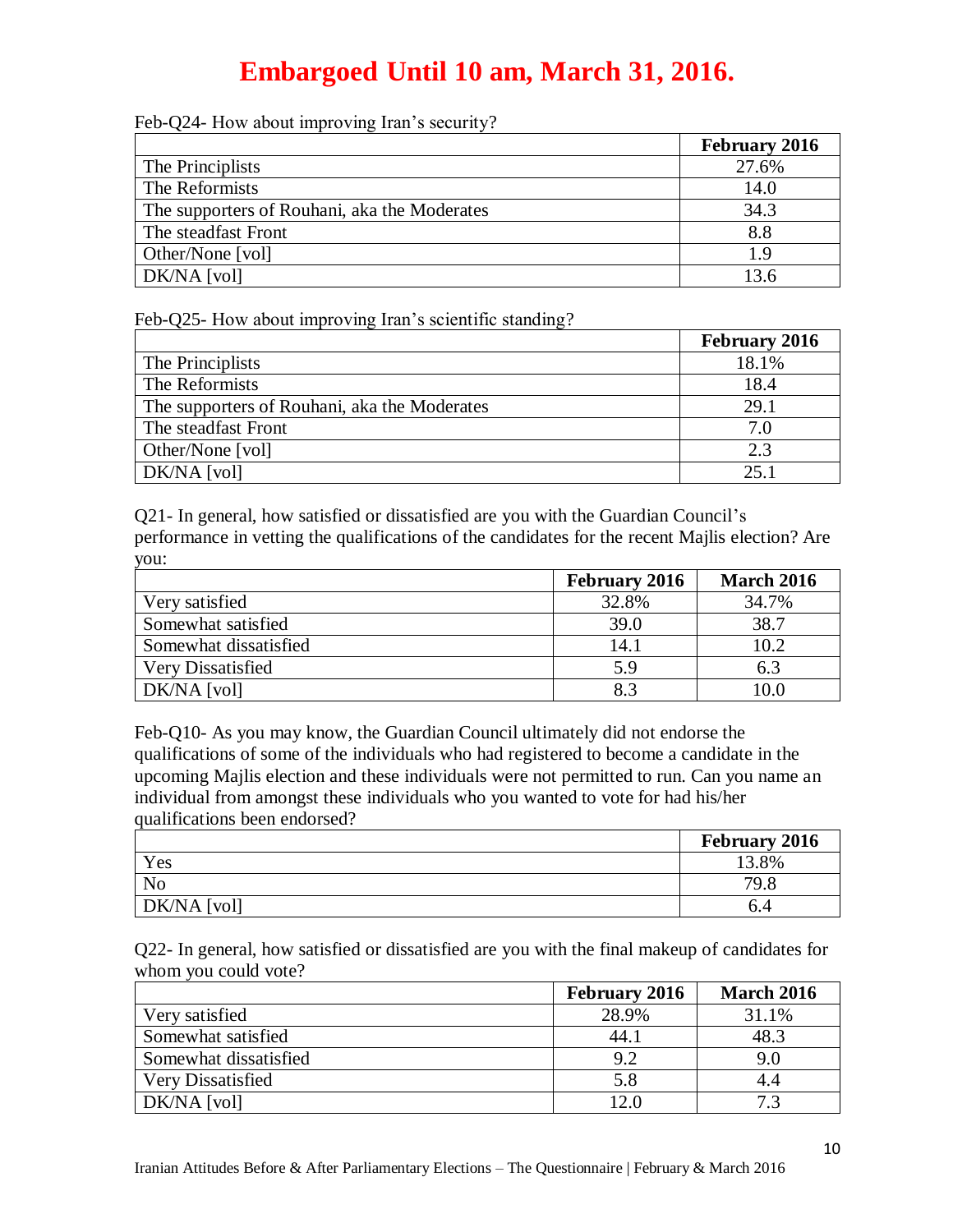**Embargoed Until 10 am, March 31, 2016.**

Feb-Q24- How about improving Iran's security?

| | February 2016 |
|---|---|
| The Principlists | 27.6% |
| The Reformists | 14.0 |
| The supporters of Rouhani, aka the Moderates | 34.3 |
| The steadfast Front | 8.8 |
| Other/None [vol] | 1.9 |
| DK/NA [vol] | 13.6 |

Feb-Q25- How about improving Iran's scientific standing?

| | February 2016 |
|---|---|
| The Principlists | 18.1% |
| The Reformists | 18.4 |
| The supporters of Rouhani, aka the Moderates | 29.1 |
| The steadfast Front | 7.0 |
| Other/None [vol] | 2.3 |
| DK/NA [vol] | 25.1 |

Q21- In general, how satisfied or dissatisfied are you with the Guardian Council's performance in vetting the qualifications of the candidates for the recent Majlis election? Are you:

| | February 2016 | March 2016 |
|---|---|---|
| Very satisfied | 32.8% | 34.7% |
| Somewhat satisfied | 39.0 | 38.7 |
| Somewhat dissatisfied | 14.1 | 10.2 |
| Very Dissatisfied | 5.9 | 6.3 |
| DK/NA [vol] | 8.3 | 10.0 |

Feb-Q10- As you may know, the Guardian Council ultimately did not endorse the qualifications of some of the individuals who had registered to become a candidate in the upcoming Majlis election and these individuals were not permitted to run. Can you name an individual from amongst these individuals who you wanted to vote for had his/her qualifications been endorsed?

| | February 2016 |
|---|---|
| Yes | 13.8% |
| No | 79.8 |
| DK/NA [vol] | 6.4 |

Q22- In general, how satisfied or dissatisfied are you with the final makeup of candidates for whom you could vote?

| | February 2016 | March 2016 |
|---|---|---|
| Very satisfied | 28.9% | 31.1% |
| Somewhat satisfied | 44.1 | 48.3 |
| Somewhat dissatisfied | 9.2 | 9.0 |
| Very Dissatisfied | 5.8 | 4.4 |
| DK/NA [vol] | 12.0 | 7.3 |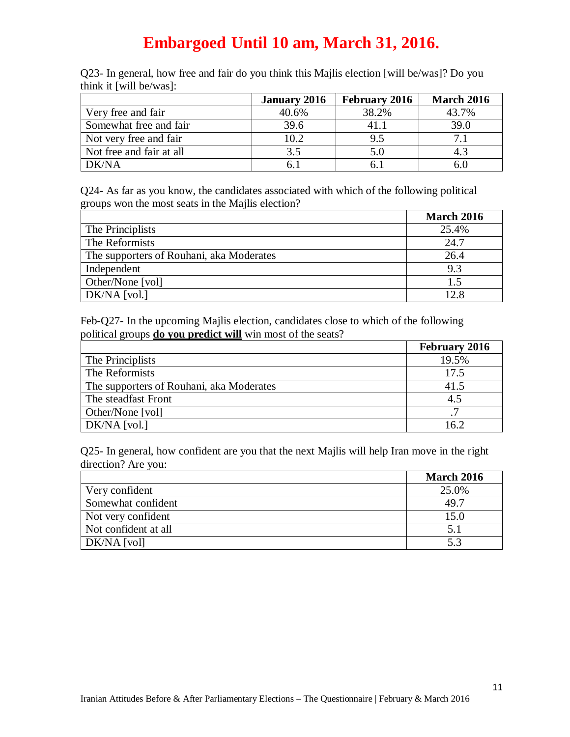# Embargoed Until 10 am, March 31, 2016.

Q23- In general, how free and fair do you think this Majlis election [will be/was]? Do you think it [will be/was]:

| | January 2016 | February 2016 | March 2016 |
|---|---|---|---|
| Very free and fair | 40.6% | 38.2% | 43.7% |
| Somewhat free and fair | 39.6 | 41.1 | 39.0 |
| Not very free and fair | 10.2 | 9.5 | 7.1 |
| Not free and fair at all | 3.5 | 5.0 | 4.3 |
| DK/NA | 6.1 | 6.1 | 6.0 |

Q24- As far as you know, the candidates associated with which of the following political groups won the most seats in the Majlis election?

| | March 2016 |
|---|---|
| The Principlists | 25.4% |
| The Reformists | 24.7 |
| The supporters of Rouhani, aka Moderates | 26.4 |
| Independent | 9.3 |
| Other/None [vol] | 1.5 |
| DK/NA [vol.] | 12.8 |

Feb-Q27- In the upcoming Majlis election, candidates close to which of the following political groups **do you predict will** win most of the seats?

| | February 2016 |
|---|---|
| The Principlists | 19.5% |
| The Reformists | 17.5 |
| The supporters of Rouhani, aka Moderates | 41.5 |
| The steadfast Front | 4.5 |
| Other/None [vol] | .7 |
| DK/NA [vol.] | 16.2 |

Q25- In general, how confident are you that the next Majlis will help Iran move in the right direction? Are you:

| | March 2016 |
|---|---|
| Very confident | 25.0% |
| Somewhat confident | 49.7 |
| Not very confident | 15.0 |
| Not confident at all | 5.1 |
| DK/NA [vol] | 5.3 |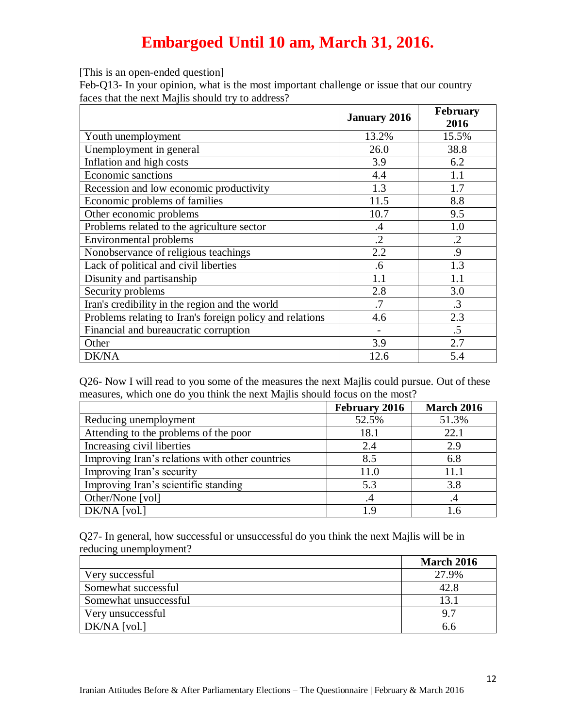# Embargoed Until 10 am, March 31, 2016.

[This is an open-ended question]

Feb-Q13- In your opinion, what is the most important challenge or issue that our country faces that the next Majlis should try to address?

| | January 2016 | February 2016 |
|---|---|---|
| Youth unemployment | 13.2% | 15.5% |
| Unemployment in general | 26.0 | 38.8 |
| Inflation and high costs | 3.9 | 6.2 |
| Economic sanctions | 4.4 | 1.1 |
| Recession and low economic productivity | 1.3 | 1.7 |
| Economic problems of families | 11.5 | 8.8 |
| Other economic problems | 10.7 | 9.5 |
| Problems related to the agriculture sector | .4 | 1.0 |
| Environmental problems | .2 | .2 |
| Nonobservance of religious teachings | 2.2 | .9 |
| Lack of political and civil liberties | .6 | 1.3 |
| Disunity and partisanship | 1.1 | 1.1 |
| Security problems | 2.8 | 3.0 |
| Iran's credibility in the region and the world | .7 | .3 |
| Problems relating to Iran's foreign policy and relations | 4.6 | 2.3 |
| Financial and bureaucratic corruption | - | .5 |
| Other | 3.9 | 2.7 |
| DK/NA | 12.6 | 5.4 |

Q26- Now I will read to you some of the measures the next Majlis could pursue. Out of these measures, which one do you think the next Majlis should focus on the most?

| | February 2016 | March 2016 |
|---|---|---|
| Reducing unemployment | 52.5% | 51.3% |
| Attending to the problems of the poor | 18.1 | 22.1 |
| Increasing civil liberties | 2.4 | 2.9 |
| Improving Iran's relations with other countries | 8.5 | 6.8 |
| Improving Iran's security | 11.0 | 11.1 |
| Improving Iran's scientific standing | 5.3 | 3.8 |
| Other/None [vol] | .4 | .4 |
| DK/NA [vol.] | 1.9 | 1.6 |

Q27- In general, how successful or unsuccessful do you think the next Majlis will be in reducing unemployment?

| | March 2016 |
|---|---|
| Very successful | 27.9% |
| Somewhat successful | 42.8 |
| Somewhat unsuccessful | 13.1 |
| Very unsuccessful | 9.7 |
| DK/NA [vol.] | 6.6 |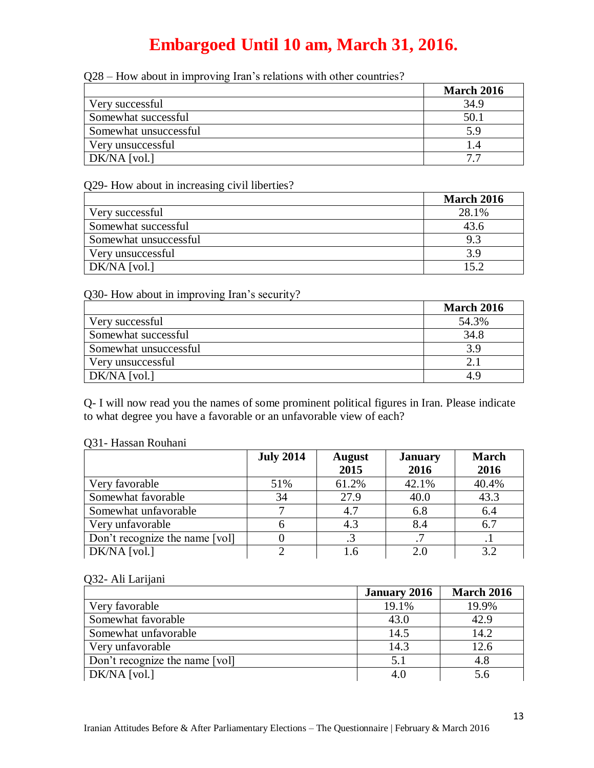**Embargoed Until 10 am, March 31, 2016.**

Q28 – How about in improving Iran's relations with other countries?

| | March 2016 |
|---|---|
| Very successful | 34.9 |
| Somewhat successful | 50.1 |
| Somewhat unsuccessful | 5.9 |
| Very unsuccessful | 1.4 |
| DK/NA [vol.] | 7.7 |

Q29- How about in increasing civil liberties?

| | March 2016 |
|---|---|
| Very successful | 28.1% |
| Somewhat successful | 43.6 |
| Somewhat unsuccessful | 9.3 |
| Very unsuccessful | 3.9 |
| DK/NA [vol.] | 15.2 |

Q30- How about in improving Iran's security?

| | March 2016 |
|---|---|
| Very successful | 54.3% |
| Somewhat successful | 34.8 |
| Somewhat unsuccessful | 3.9 |
| Very unsuccessful | 2.1 |
| DK/NA [vol.] | 4.9 |

Q- I will now read you the names of some prominent political figures in Iran. Please indicate to what degree you have a favorable or an unfavorable view of each?

Q31- Hassan Rouhani

| | July 2014 | August 2015 | January 2016 | March 2016 |
|---|---|---|---|---|
| Very favorable | 51% | 61.2% | 42.1% | 40.4% |
| Somewhat favorable | 34 | 27.9 | 40.0 | 43.3 |
| Somewhat unfavorable | 7 | 4.7 | 6.8 | 6.4 |
| Very unfavorable | 6 | 4.3 | 8.4 | 6.7 |
| Don't recognize the name [vol] | 0 | .3 | .7 | .1 |
| DK/NA [vol.] | 2 | 1.6 | 2.0 | 3.2 |

Q32- Ali Larijani

| | January 2016 | March 2016 |
|---|---|---|
| Very favorable | 19.1% | 19.9% |
| Somewhat favorable | 43.0 | 42.9 |
| Somewhat unfavorable | 14.5 | 14.2 |
| Very unfavorable | 14.3 | 12.6 |
| Don't recognize the name [vol] | 5.1 | 4.8 |
| DK/NA [vol.] | 4.0 | 5.6 |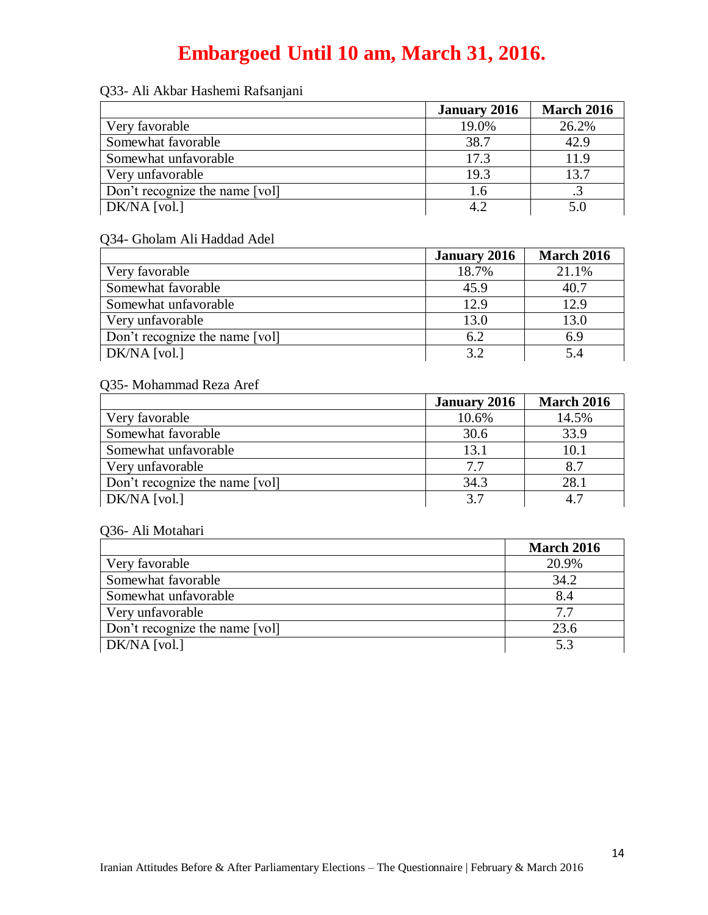**Embargoed Until 10 am, March 31, 2016.**

Q33- Ali Akbar Hashemi Rafsanjani

| | January 2016 | March 2016 |
|---|---|---|
| Very favorable | 19.0% | 26.2% |
| Somewhat favorable | 38.7 | 42.9 |
| Somewhat unfavorable | 17.3 | 11.9 |
| Very unfavorable | 19.3 | 13.7 |
| Don't recognize the name [vol] | 1.6 | .3 |
| DK/NA [vol.] | 4.2 | 5.0 |

Q34- Gholam Ali Haddad Adel

| | January 2016 | March 2016 |
|---|---|---|
| Very favorable | 18.7% | 21.1% |
| Somewhat favorable | 45.9 | 40.7 |
| Somewhat unfavorable | 12.9 | 12.9 |
| Very unfavorable | 13.0 | 13.0 |
| Don't recognize the name [vol] | 6.2 | 6.9 |
| DK/NA [vol.] | 3.2 | 5.4 |

Q35- Mohammad Reza Aref

| | January 2016 | March 2016 |
|---|---|---|
| Very favorable | 10.6% | 14.5% |
| Somewhat favorable | 30.6 | 33.9 |
| Somewhat unfavorable | 13.1 | 10.1 |
| Very unfavorable | 7.7 | 8.7 |
| Don't recognize the name [vol] | 34.3 | 28.1 |
| DK/NA [vol.] | 3.7 | 4.7 |

Q36- Ali Motahari

| | March 2016 |
|---|---|
| Very favorable | 20.9% |
| Somewhat favorable | 34.2 |
| Somewhat unfavorable | 8.4 |
| Very unfavorable | 7.7 |
| Don't recognize the name [vol] | 23.6 |
| DK/NA [vol.] | 5.3 |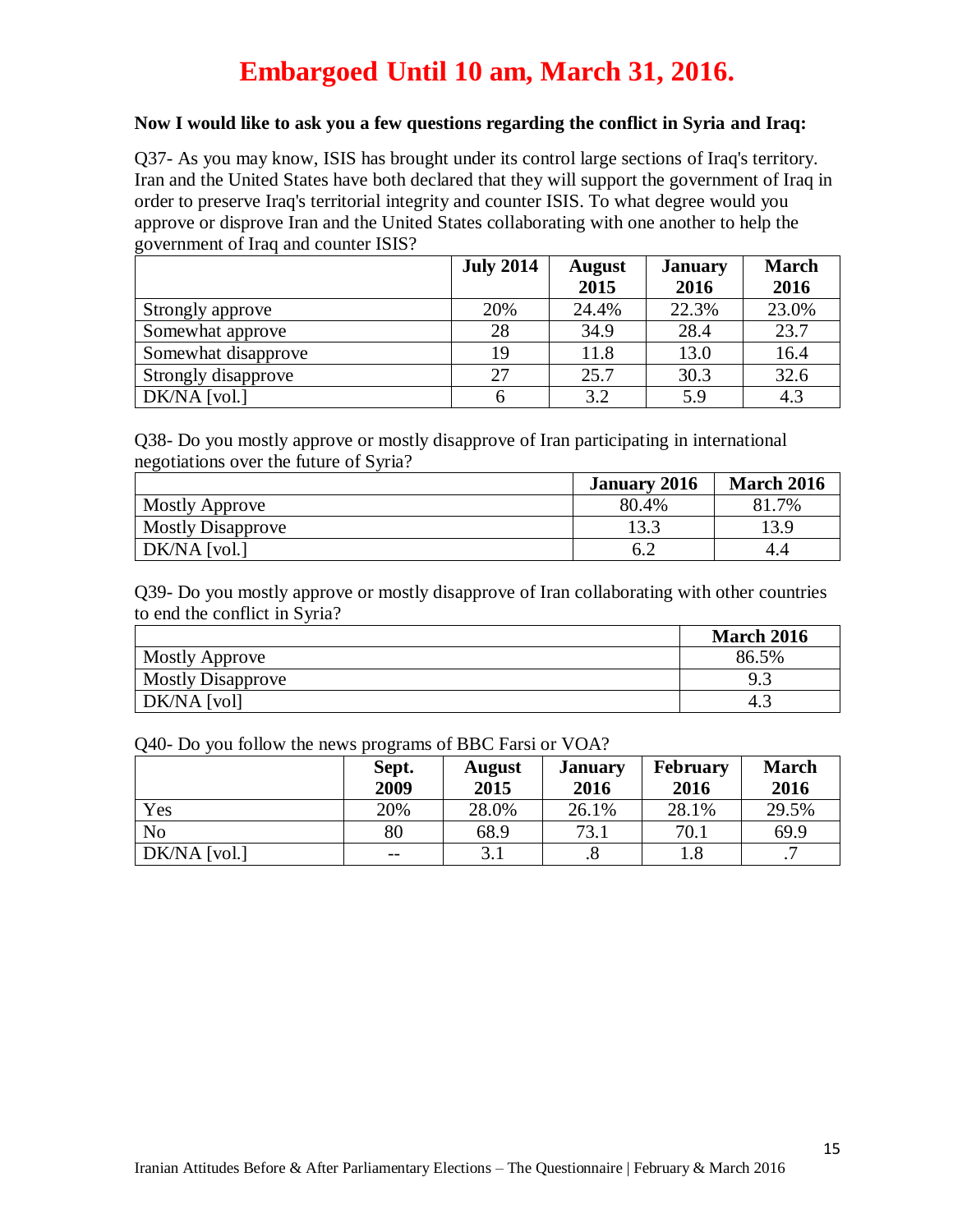# Embargoed Until 10 am, March 31, 2016.

**Now I would like to ask you a few questions regarding the conflict in Syria and Iraq:**

Q37- As you may know, ISIS has brought under its control large sections of Iraq's territory. Iran and the United States have both declared that they will support the government of Iraq in order to preserve Iraq's territorial integrity and counter ISIS. To what degree would you approve or disprove Iran and the United States collaborating with one another to help the government of Iraq and counter ISIS?

| | July 2014 | August 2015 | January 2016 | March 2016 |
|---|---|---|---|---|
| Strongly approve | 20% | 24.4% | 22.3% | 23.0% |
| Somewhat approve | 28 | 34.9 | 28.4 | 23.7 |
| Somewhat disapprove | 19 | 11.8 | 13.0 | 16.4 |
| Strongly disapprove | 27 | 25.7 | 30.3 | 32.6 |
| DK/NA [vol.] | 6 | 3.2 | 5.9 | 4.3 |

Q38- Do you mostly approve or mostly disapprove of Iran participating in international negotiations over the future of Syria?

| | January 2016 | March 2016 |
|---|---|---|
| Mostly Approve | 80.4% | 81.7% |
| Mostly Disapprove | 13.3 | 13.9 |
| DK/NA [vol.] | 6.2 | 4.4 |

Q39- Do you mostly approve or mostly disapprove of Iran collaborating with other countries to end the conflict in Syria?

| | March 2016 |
|---|---|
| Mostly Approve | 86.5% |
| Mostly Disapprove | 9.3 |
| DK/NA [vol] | 4.3 |

Q40- Do you follow the news programs of BBC Farsi or VOA?

| | Sept. 2009 | August 2015 | January 2016 | February 2016 | March 2016 |
|---|---|---|---|---|---|
| Yes | 20% | 28.0% | 26.1% | 28.1% | 29.5% |
| No | 80 | 68.9 | 73.1 | 70.1 | 69.9 |
| DK/NA [vol.] | -- | 3.1 | .8 | 1.8 | .7 |